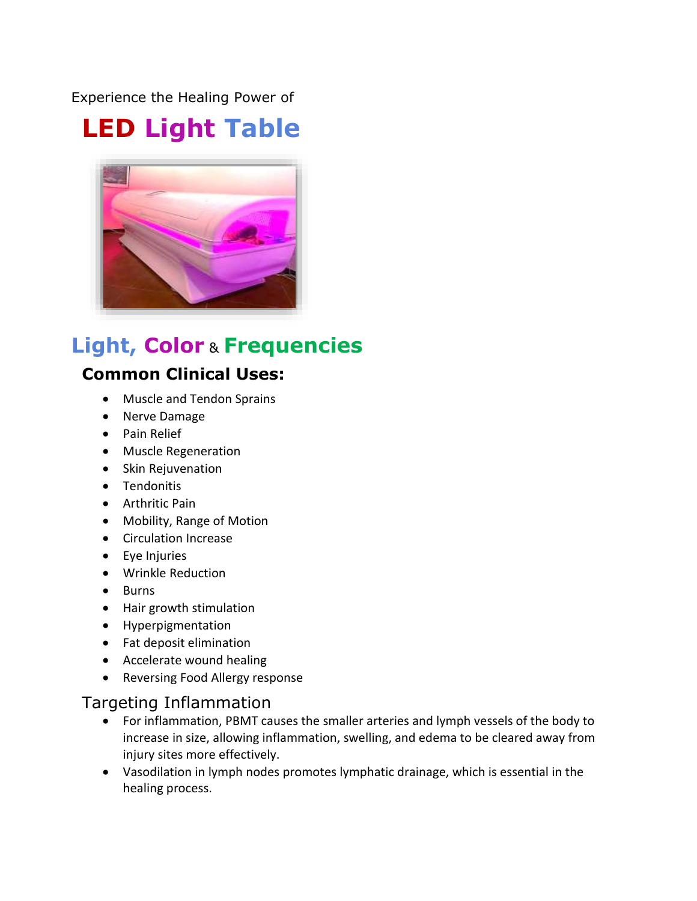Experience the Healing Power of

# LED Light Table

## Light, Color & Frequencies

### Common Clinical Uses:

- Muscle and Tendon Sprains
- Nerve Damage
- Pain Relief
- Muscle Regeneration
- Skin Rejuvenation
- Tendonitis
- Arthritic Pain
- Mobility, Range of Motion
- Circulation Increase
- Eye Injuries
- Wrinkle Reduction
- Burns
- Hair growth stimulation
- Hyperpigmentation
- Fat deposit elimination
- Accelerate wound healing
- Reversing Food Allergy response

### Targeting Inflammation

- For inflammation, PBMT causes the smaller arteries and lymph vessels of the body to increase in size, allowing inflammation, swelling, and edema to be cleared away from injury sites more effectively.
- Vasodilation in lymph nodes promotes lymphatic drainage, which is essential in the healing process.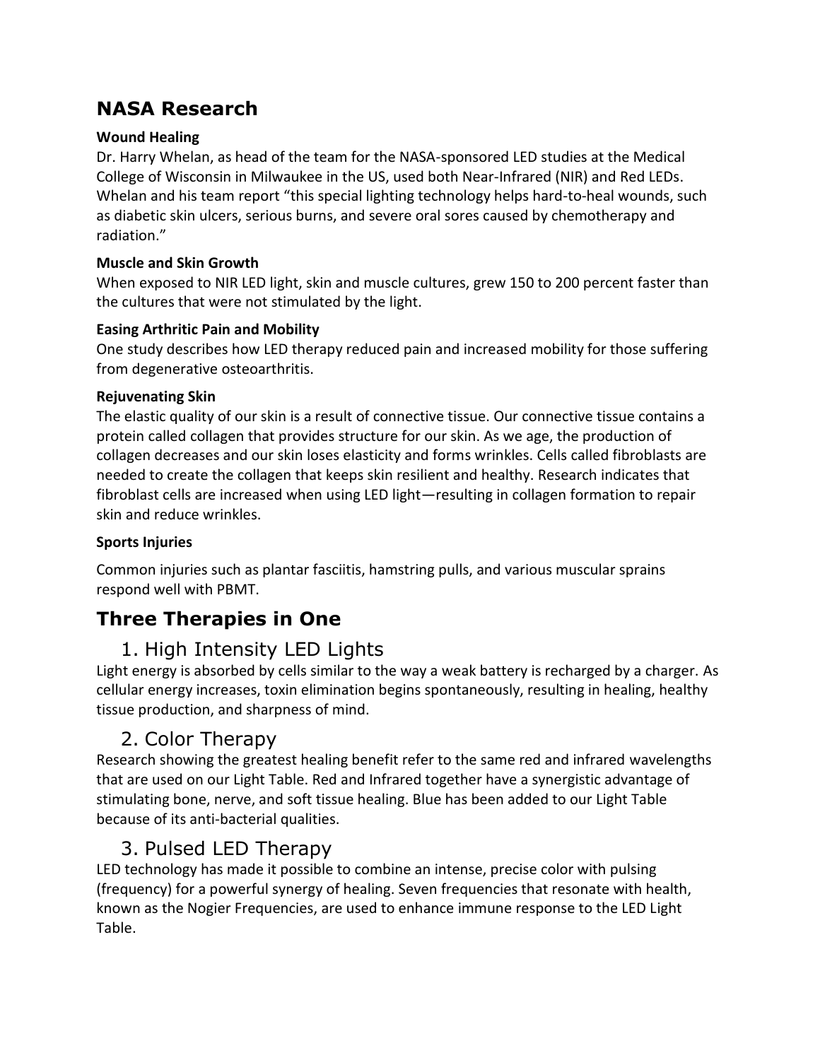## NASA Research

**Wound Healing**

Dr. Harry Whelan, as head of the team for the NASA-sponsored LED studies at the Medical College of Wisconsin in Milwaukee in the US, used both Near-Infrared (NIR) and Red LEDs. Whelan and his team report "this special lighting technology helps hard-to-heal wounds, such as diabetic skin ulcers, serious burns, and severe oral sores caused by chemotherapy and radiation."

**Muscle and Skin Growth**

When exposed to NIR LED light, skin and muscle cultures, grew 150 to 200 percent faster than the cultures that were not stimulated by the light.

**Easing Arthritic Pain and Mobility**

One study describes how LED therapy reduced pain and increased mobility for those suffering from degenerative osteoarthritis.

**Rejuvenating Skin**

The elastic quality of our skin is a result of connective tissue. Our connective tissue contains a protein called collagen that provides structure for our skin. As we age, the production of collagen decreases and our skin loses elasticity and forms wrinkles. Cells called fibroblasts are needed to create the collagen that keeps skin resilient and healthy. Research indicates that fibroblast cells are increased when using LED light—resulting in collagen formation to repair skin and reduce wrinkles.

**Sports Injuries**

Common injuries such as plantar fasciitis, hamstring pulls, and various muscular sprains respond well with PBMT.

## Three Therapies in One

### 1. High Intensity LED Lights

Light energy is absorbed by cells similar to the way a weak battery is recharged by a charger. As cellular energy increases, toxin elimination begins spontaneously, resulting in healing, healthy tissue production, and sharpness of mind.

### 2. Color Therapy

Research showing the greatest healing benefit refer to the same red and infrared wavelengths that are used on our Light Table. Red and Infrared together have a synergistic advantage of stimulating bone, nerve, and soft tissue healing. Blue has been added to our Light Table because of its anti-bacterial qualities.

### 3. Pulsed LED Therapy

LED technology has made it possible to combine an intense, precise color with pulsing (frequency) for a powerful synergy of healing. Seven frequencies that resonate with health, known as the Nogier Frequencies, are used to enhance immune response to the LED Light Table.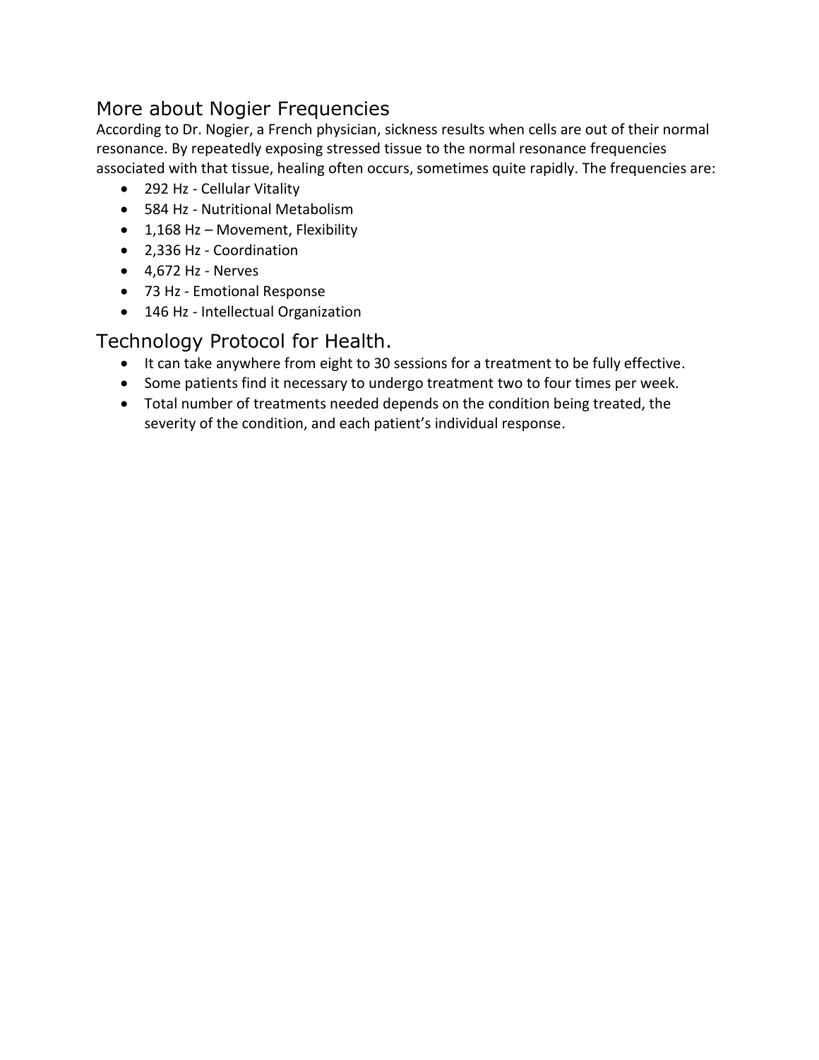## More about Nogier Frequencies

According to Dr. Nogier, a French physician, sickness results when cells are out of their normal resonance. By repeatedly exposing stressed tissue to the normal resonance frequencies associated with that tissue, healing often occurs, sometimes quite rapidly. The frequencies are:

- 292 Hz - Cellular Vitality
- 584 Hz - Nutritional Metabolism
- 1,168 Hz – Movement, Flexibility
- 2,336 Hz - Coordination
- 4,672 Hz - Nerves
- 73 Hz - Emotional Response
- 146 Hz - Intellectual Organization

## Technology Protocol for Health.

- It can take anywhere from eight to 30 sessions for a treatment to be fully effective.
- Some patients find it necessary to undergo treatment two to four times per week.
- Total number of treatments needed depends on the condition being treated, the severity of the condition, and each patient's individual response.